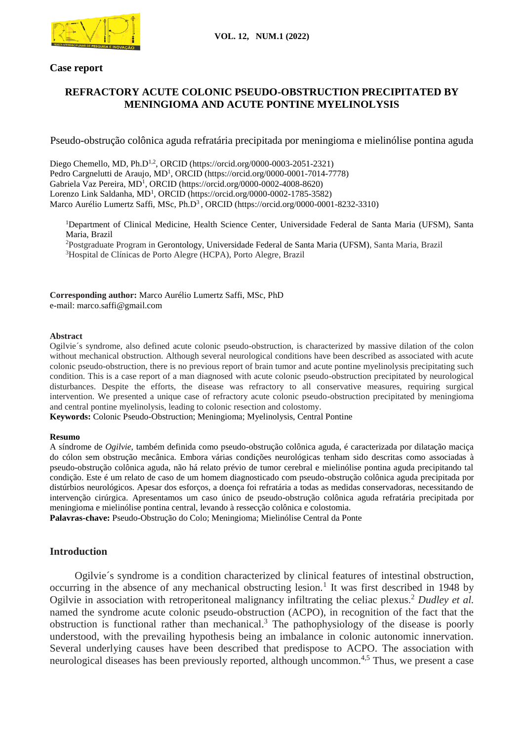**Case report**

# REFRACTORY ACUTE COLONIC PSEUDO-OBSTRUCTION PRECIPITATED BY MENINGIOMA AND ACUTE PONTINE MYELINOLYSIS

Pseudo-obstrução colônica aguda refratária precipitada por meningioma e mielinólise pontina aguda

Diego Chemello, MD, Ph.D[1,2], ORCID (https://orcid.org/0000-0003-2051-2321)
Pedro Cargnelutti de Araujo, MD[1], ORCID (https://orcid.org/0000-0001-7014-7778)
Gabriela Vaz Pereira, MD[1], ORCID (https://orcid.org/0000-0002-4008-8620)
Lorenzo Link Saldanha, MD[1], ORCID (https://orcid.org/0000-0002-1785-3582)
Marco Aurélio Lumertz Saffi, MSc, Ph.D[3], ORCID (https://orcid.org/0000-0001-8232-3310)

[1]Department of Clinical Medicine, Health Science Center, Universidade Federal de Santa Maria (UFSM), Santa Maria, Brazil
[2]Postgraduate Program in Gerontology, Universidade Federal de Santa Maria (UFSM), Santa Maria, Brazil
[3]Hospital de Clínicas de Porto Alegre (HCPA), Porto Alegre, Brazil

**Corresponding author:** Marco Aurélio Lumertz Saffi, MSc, PhD
e-mail: marco.saffi@gmail.com

**Abstract**

Ogilvie´s syndrome, also defined acute colonic pseudo-obstruction, is characterized by massive dilation of the colon without mechanical obstruction. Although several neurological conditions have been described as associated with acute colonic pseudo-obstruction, there is no previous report of brain tumor and acute pontine myelinolysis precipitating such condition. This is a case report of a man diagnosed with acute colonic pseudo-obstruction precipitated by neurological disturbances. Despite the efforts, the disease was refractory to all conservative measures, requiring surgical intervention. We presented a unique case of refractory acute colonic pseudo-obstruction precipitated by meningioma and central pontine myelinolysis, leading to colonic resection and colostomy.

**Keywords:** Colonic Pseudo-Obstruction; Meningioma; Myelinolysis, Central Pontine

**Resumo**

A síndrome de *Ogilvie*, também definida como pseudo-obstrução colônica aguda, é caracterizada por dilatação maciça do cólon sem obstrução mecânica. Embora várias condições neurológicas tenham sido descritas como associadas à pseudo-obstrução colônica aguda, não há relato prévio de tumor cerebral e mielinólise pontina aguda precipitando tal condição. Este é um relato de caso de um homem diagnosticado com pseudo-obstrução colônica aguda precipitada por distúrbios neurológicos. Apesar dos esforços, a doença foi refratária a todas as medidas conservadoras, necessitando de intervenção cirúrgica. Apresentamos um caso único de pseudo-obstrução colônica aguda refratária precipitada por meningioma e mielinólise pontina central, levando à ressecção colônica e colostomia.

**Palavras-chave:** Pseudo-Obstrução do Colo; Meningioma; Mielinólise Central da Ponte

## Introduction

Ogilvie´s syndrome is a condition characterized by clinical features of intestinal obstruction, occurring in the absence of any mechanical obstructing lesion.[1] It was first described in 1948 by Ogilvie in association with retroperitoneal malignancy infiltrating the celiac plexus.[2] *Dudley et al.* named the syndrome acute colonic pseudo-obstruction (ACPO), in recognition of the fact that the obstruction is functional rather than mechanical.[3] The pathophysiology of the disease is poorly understood, with the prevailing hypothesis being an imbalance in colonic autonomic innervation. Several underlying causes have been described that predispose to ACPO. The association with neurological diseases has been previously reported, although uncommon.[4,5] Thus, we present a case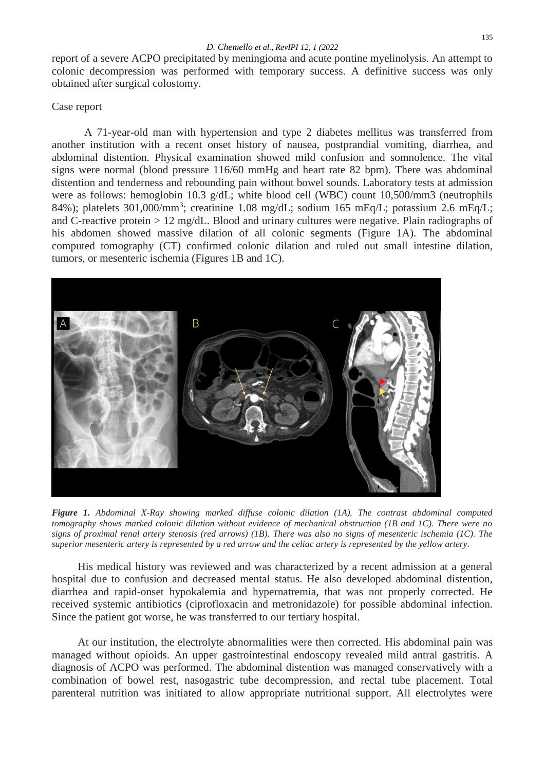report of a severe ACPO precipitated by meningioma and acute pontine myelinolysis. An attempt to colonic decompression was performed with temporary success. A definitive success was only obtained after surgical colostomy.

## Case report

A 71-year-old man with hypertension and type 2 diabetes mellitus was transferred from another institution with a recent onset history of nausea, postprandial vomiting, diarrhea, and abdominal distention. Physical examination showed mild confusion and somnolence. The vital signs were normal (blood pressure 116/60 mmHg and heart rate 82 bpm). There was abdominal distention and tenderness and rebounding pain without bowel sounds. Laboratory tests at admission were as follows: hemoglobin 10.3 g/dL; white blood cell (WBC) count 10,500/mm3 (neutrophils 84%); platelets 301,000/mm$^3$; creatinine 1.08 mg/dL; sodium 165 mEq/L; potassium 2.6 mEq/L; and C-reactive protein > 12 mg/dL. Blood and urinary cultures were negative. Plain radiographs of his abdomen showed massive dilation of all colonic segments (Figure 1A). The abdominal computed tomography (CT) confirmed colonic dilation and ruled out small intestine dilation, tumors, or mesenteric ischemia (Figures 1B and 1C).

***Figure 1.*** *Abdominal X-Ray showing marked diffuse colonic dilation (1A). The contrast abdominal computed tomography shows marked colonic dilation without evidence of mechanical obstruction (1B and 1C). There were no signs of proximal renal artery stenosis (red arrows) (1B). There was also no signs of mesenteric ischemia (1C). The superior mesenteric artery is represented by a red arrow and the celiac artery is represented by the yellow artery.*

His medical history was reviewed and was characterized by a recent admission at a general hospital due to confusion and decreased mental status. He also developed abdominal distention, diarrhea and rapid-onset hypokalemia and hypernatremia, that was not properly corrected. He received systemic antibiotics (ciprofloxacin and metronidazole) for possible abdominal infection. Since the patient got worse, he was transferred to our tertiary hospital.

At our institution, the electrolyte abnormalities were then corrected. His abdominal pain was managed without opioids. An upper gastrointestinal endoscopy revealed mild antral gastritis. A diagnosis of ACPO was performed. The abdominal distention was managed conservatively with a combination of bowel rest, nasogastric tube decompression, and rectal tube placement. Total parenteral nutrition was initiated to allow appropriate nutritional support. All electrolytes were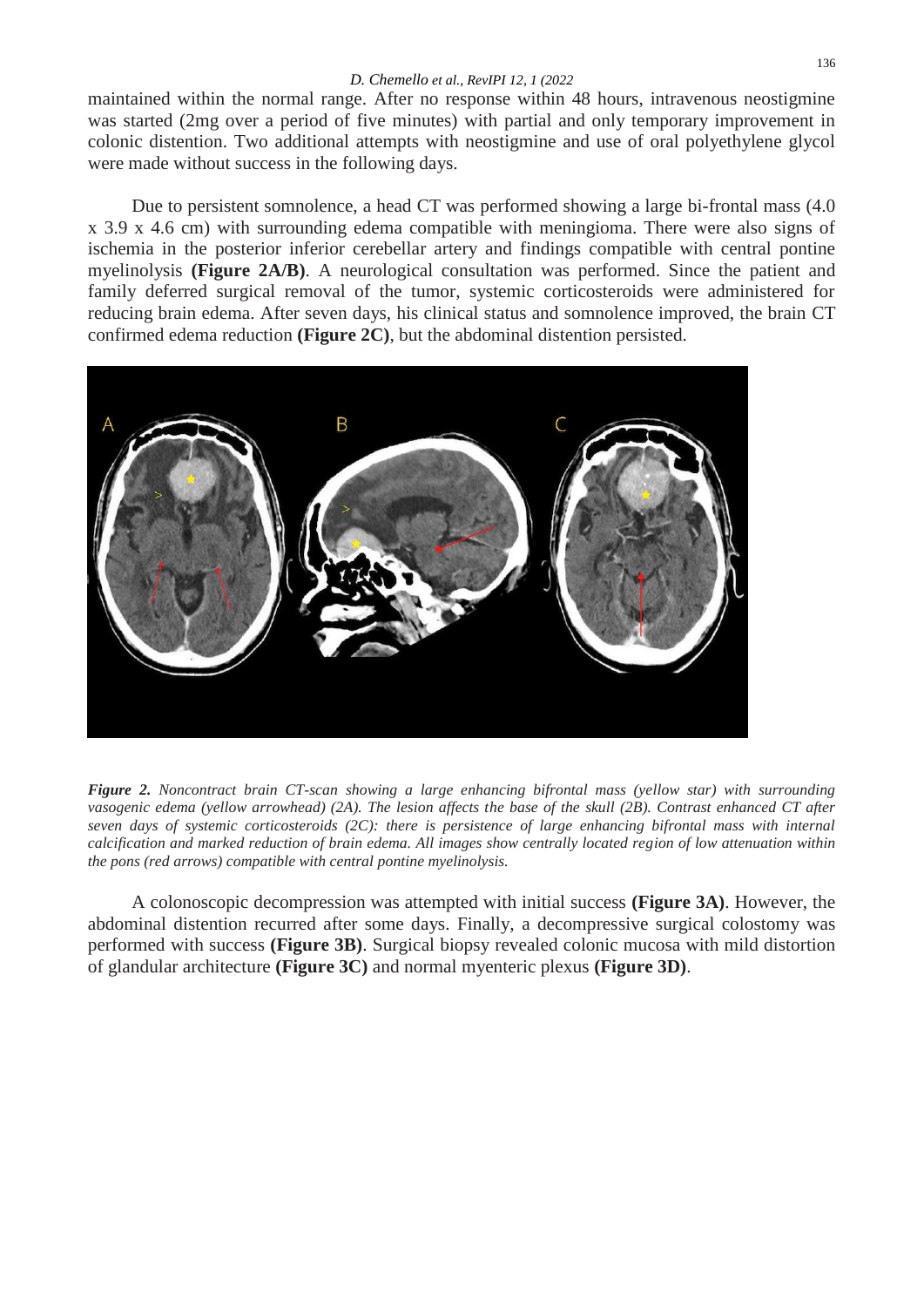maintained within the normal range. After no response within 48 hours, intravenous neostigmine was started (2mg over a period of five minutes) with partial and only temporary improvement in colonic distention. Two additional attempts with neostigmine and use of oral polyethylene glycol were made without success in the following days.

Due to persistent somnolence, a head CT was performed showing a large bi-frontal mass (4.0 x 3.9 x 4.6 cm) with surrounding edema compatible with meningioma. There were also signs of ischemia in the posterior inferior cerebellar artery and findings compatible with central pontine myelinolysis **(Figure 2A/B)**. A neurological consultation was performed. Since the patient and family deferred surgical removal of the tumor, systemic corticosteroids were administered for reducing brain edema. After seven days, his clinical status and somnolence improved, the brain CT confirmed edema reduction **(Figure 2C)**, but the abdominal distention persisted.

***Figure 2.*** *Noncontract brain CT-scan showing a large enhancing bifrontal mass (yellow star) with surrounding vasogenic edema (yellow arrowhead) (2A). The lesion affects the base of the skull (2B). Contrast enhanced CT after seven days of systemic corticosteroids (2C): there is persistence of large enhancing bifrontal mass with internal calcification and marked reduction of brain edema. All images show centrally located region of low attenuation within the pons (red arrows) compatible with central pontine myelinolysis.*

A colonoscopic decompression was attempted with initial success **(Figure 3A)**. However, the abdominal distention recurred after some days. Finally, a decompressive surgical colostomy was performed with success **(Figure 3B)**. Surgical biopsy revealed colonic mucosa with mild distortion of glandular architecture **(Figure 3C)** and normal myenteric plexus **(Figure 3D)**.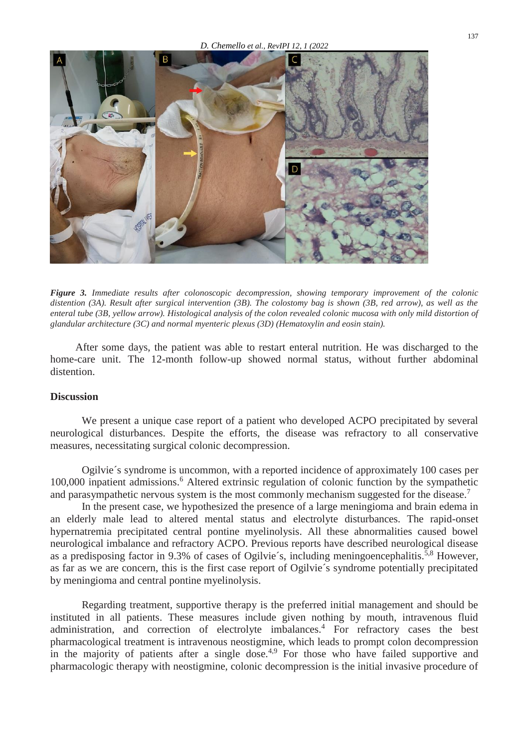*Figure 3. Immediate results after colonoscopic decompression, showing temporary improvement of the colonic distention (3A). Result after surgical intervention (3B). The colostomy bag is shown (3B, red arrow), as well as the enteral tube (3B, yellow arrow). Histological analysis of the colon revealed colonic mucosa with only mild distortion of glandular architecture (3C) and normal myenteric plexus (3D) (Hematoxylin and eosin stain).*

After some days, the patient was able to restart enteral nutrition. He was discharged to the home-care unit. The 12-month follow-up showed normal status, without further abdominal distention.

## Discussion

We present a unique case report of a patient who developed ACPO precipitated by several neurological disturbances. Despite the efforts, the disease was refractory to all conservative measures, necessitating surgical colonic decompression.

Ogilvie´s syndrome is uncommon, with a reported incidence of approximately 100 cases per 100,000 inpatient admissions.[6] Altered extrinsic regulation of colonic function by the sympathetic and parasympathetic nervous system is the most commonly mechanism suggested for the disease.[7]

In the present case, we hypothesized the presence of a large meningioma and brain edema in an elderly male lead to altered mental status and electrolyte disturbances. The rapid-onset hypernatremia precipitated central pontine myelinolysis. All these abnormalities caused bowel neurological imbalance and refractory ACPO. Previous reports have described neurological disease as a predisposing factor in 9.3% of cases of Ogilvie´s, including meningoencephalitis.[5,8] However, as far as we are concern, this is the first case report of Ogilvie´s syndrome potentially precipitated by meningioma and central pontine myelinolysis.

Regarding treatment, supportive therapy is the preferred initial management and should be instituted in all patients. These measures include given nothing by mouth, intravenous fluid administration, and correction of electrolyte imbalances.[4] For refractory cases the best pharmacological treatment is intravenous neostigmine, which leads to prompt colon decompression in the majority of patients after a single dose.[4,9] For those who have failed supportive and pharmacologic therapy with neostigmine, colonic decompression is the initial invasive procedure of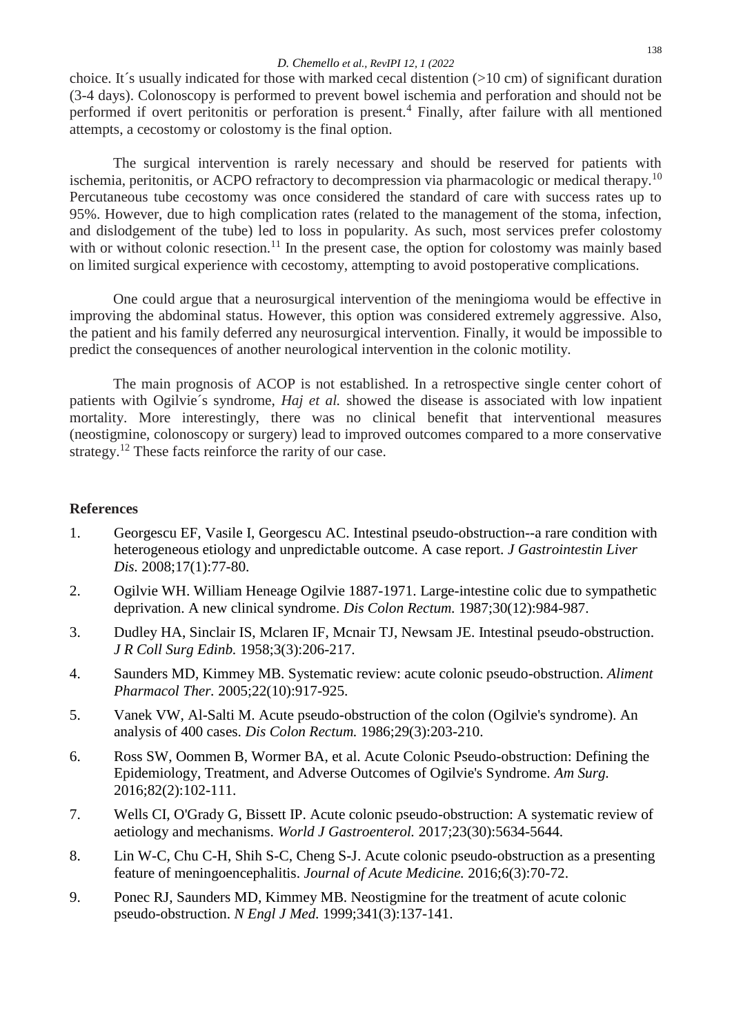choice. It´s usually indicated for those with marked cecal distention (>10 cm) of significant duration (3-4 days). Colonoscopy is performed to prevent bowel ischemia and perforation and should not be performed if overt peritonitis or perforation is present.[4] Finally, after failure with all mentioned attempts, a cecostomy or colostomy is the final option.

The surgical intervention is rarely necessary and should be reserved for patients with ischemia, peritonitis, or ACPO refractory to decompression via pharmacologic or medical therapy.[10] Percutaneous tube cecostomy was once considered the standard of care with success rates up to 95%. However, due to high complication rates (related to the management of the stoma, infection, and dislodgement of the tube) led to loss in popularity. As such, most services prefer colostomy with or without colonic resection.[11] In the present case, the option for colostomy was mainly based on limited surgical experience with cecostomy, attempting to avoid postoperative complications.

One could argue that a neurosurgical intervention of the meningioma would be effective in improving the abdominal status. However, this option was considered extremely aggressive. Also, the patient and his family deferred any neurosurgical intervention. Finally, it would be impossible to predict the consequences of another neurological intervention in the colonic motility.

The main prognosis of ACOP is not established. In a retrospective single center cohort of patients with Ogilvie´s syndrome, *Haj et al.* showed the disease is associated with low inpatient mortality. More interestingly, there was no clinical benefit that interventional measures (neostigmine, colonoscopy or surgery) lead to improved outcomes compared to a more conservative strategy.[12] These facts reinforce the rarity of our case.

## References

1. Georgescu EF, Vasile I, Georgescu AC. Intestinal pseudo-obstruction--a rare condition with heterogeneous etiology and unpredictable outcome. A case report. *J Gastrointestin Liver Dis.* 2008;17(1):77-80.
2. Ogilvie WH. William Heneage Ogilvie 1887-1971. Large-intestine colic due to sympathetic deprivation. A new clinical syndrome. *Dis Colon Rectum.* 1987;30(12):984-987.
3. Dudley HA, Sinclair IS, Mclaren IF, Mcnair TJ, Newsam JE. Intestinal pseudo-obstruction. *J R Coll Surg Edinb.* 1958;3(3):206-217.
4. Saunders MD, Kimmey MB. Systematic review: acute colonic pseudo-obstruction. *Aliment Pharmacol Ther.* 2005;22(10):917-925.
5. Vanek VW, Al-Salti M. Acute pseudo-obstruction of the colon (Ogilvie's syndrome). An analysis of 400 cases. *Dis Colon Rectum.* 1986;29(3):203-210.
6. Ross SW, Oommen B, Wormer BA, et al. Acute Colonic Pseudo-obstruction: Defining the Epidemiology, Treatment, and Adverse Outcomes of Ogilvie's Syndrome. *Am Surg.* 2016;82(2):102-111.
7. Wells CI, O'Grady G, Bissett IP. Acute colonic pseudo-obstruction: A systematic review of aetiology and mechanisms. *World J Gastroenterol.* 2017;23(30):5634-5644.
8. Lin W-C, Chu C-H, Shih S-C, Cheng S-J. Acute colonic pseudo-obstruction as a presenting feature of meningoencephalitis. *Journal of Acute Medicine.* 2016;6(3):70-72.
9. Ponec RJ, Saunders MD, Kimmey MB. Neostigmine for the treatment of acute colonic pseudo-obstruction. *N Engl J Med.* 1999;341(3):137-141.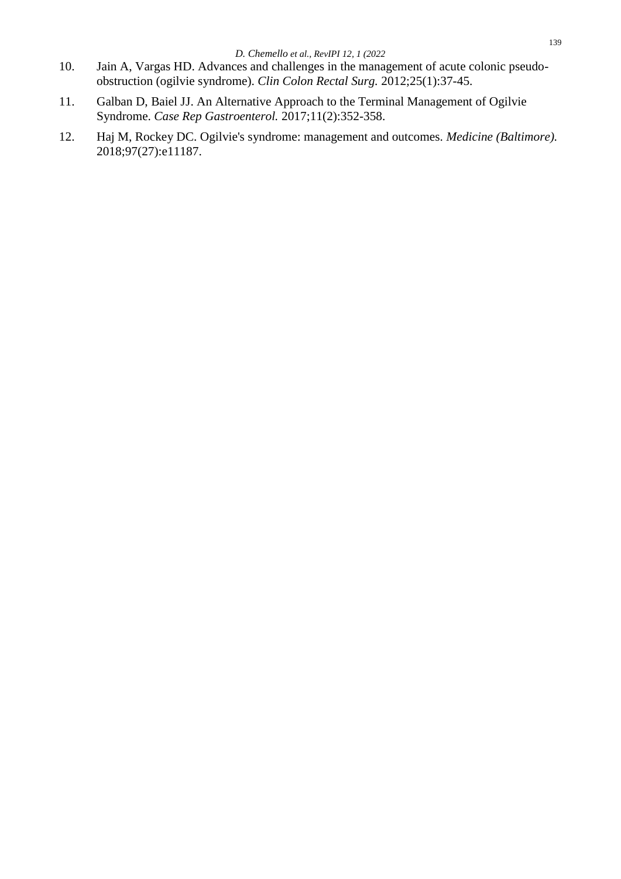10. Jain A, Vargas HD. Advances and challenges in the management of acute colonic pseudo-obstruction (ogilvie syndrome). *Clin Colon Rectal Surg.* 2012;25(1):37-45.
11. Galban D, Baiel JJ. An Alternative Approach to the Terminal Management of Ogilvie Syndrome. *Case Rep Gastroenterol.* 2017;11(2):352-358.
12. Haj M, Rockey DC. Ogilvie's syndrome: management and outcomes. *Medicine (Baltimore).* 2018;97(27):e11187.